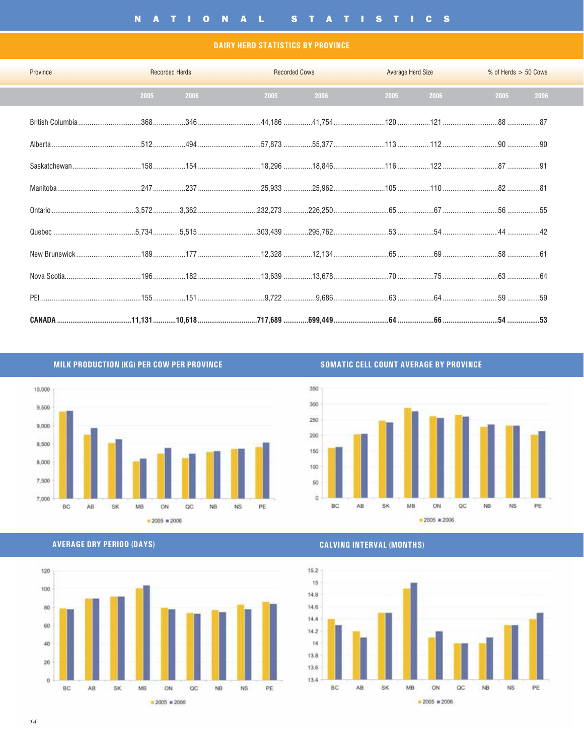# NATIONAL STATISTICS

## DAIRY HERD STATISTICS BY PROVINCE

| Province | Recorded Herds | | Recorded Cows | | Average Herd Size | | % of Herds > 50 Cows | |
|---|---|---|---|---|---|---|---|---|
| | 2005 | 2006 | 2005 | 2006 | 2005 | 2006 | 2005 | 2006 |
| British Columbia | 368 | 346 | 44,186 | 41,754 | 120 | 121 | 88 | 87 |
| Alberta | 512 | 494 | 57,873 | 55,377 | 113 | 112 | 90 | 90 |
| Saskatchewan | 158 | 154 | 18,296 | 18,846 | 116 | 122 | 87 | 91 |
| Manitoba | 247 | 237 | 25,933 | 25,962 | 105 | 110 | 82 | 81 |
| Ontario | 3,572 | 3,362 | 232,273 | 226,250 | 65 | 67 | 56 | 55 |
| Quebec | 5,734 | 5,515 | 303,439 | 295,762 | 53 | 54 | 44 | 42 |
| New Brunswick | 189 | 177 | 12,328 | 12,134 | 65 | 69 | 58 | 61 |
| Nova Scotia | 196 | 182 | 13,639 | 13,678 | 70 | 75 | 63 | 64 |
| PEI | 155 | 151 | 9,722 | 9,686 | 63 | 64 | 59 | 59 |
| **CANADA** | **11,131** | **10,618** | **717,689** | **699,449** | **64** | **66** | **54** | **53** |

## MILK PRODUCTION (KG) PER COW PER PROVINCE

## SOMATIC CELL COUNT AVERAGE BY PROVINCE

## AVERAGE DRY PERIOD (DAYS)

## CALVING INTERVAL (MONTHS)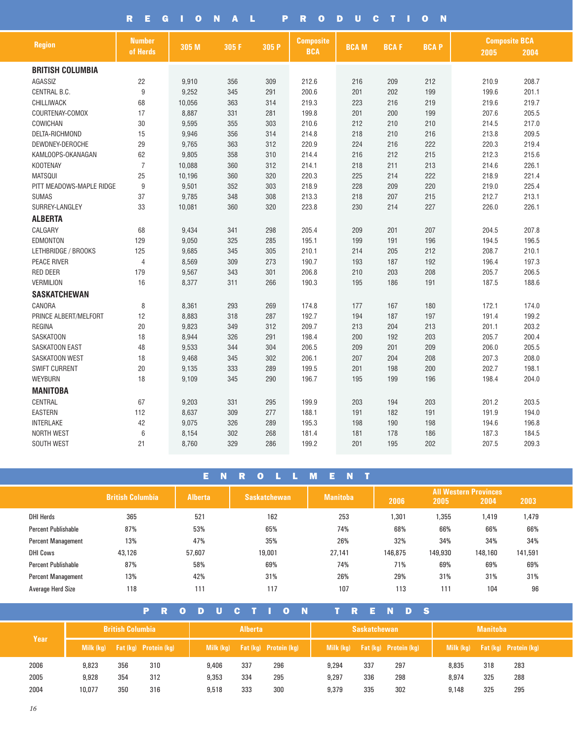# REGIONAL PRODUCTION

| Region | Number of Herds | 305 M | 305 F | 305 P | Composite BCA | BCA M | BCA F | BCA P | Composite BCA 2005 | Composite BCA 2004 |
|---|---|---|---|---|---|---|---|---|---|---|
| **BRITISH COLUMBIA** | | | | | | | | | | |
| AGASSIZ | 22 | 9,910 | 356 | 309 | 212.6 | 216 | 209 | 212 | 210.9 | 208.7 |
| CENTRAL B.C. | 9 | 9,252 | 345 | 291 | 200.6 | 201 | 202 | 199 | 199.6 | 201.1 |
| CHILLIWACK | 68 | 10,056 | 363 | 314 | 219.3 | 223 | 216 | 219 | 219.6 | 219.7 |
| COURTENAY-COMOX | 17 | 8,887 | 331 | 281 | 199.8 | 201 | 200 | 199 | 207.6 | 205.5 |
| COWICHAN | 30 | 9,595 | 355 | 303 | 210.6 | 212 | 210 | 210 | 214.5 | 217.0 |
| DELTA-RICHMOND | 15 | 9,946 | 356 | 314 | 214.8 | 218 | 210 | 216 | 213.8 | 209.5 |
| DEWDNEY-DEROCHE | 29 | 9,765 | 363 | 312 | 220.9 | 224 | 216 | 222 | 220.3 | 219.4 |
| KAMLOOPS-OKANAGAN | 62 | 9,805 | 358 | 310 | 214.4 | 216 | 212 | 215 | 212.3 | 215.6 |
| KOOTENAY | 7 | 10,088 | 360 | 312 | 214.1 | 218 | 211 | 213 | 214.6 | 226.1 |
| MATSQUI | 25 | 10,196 | 360 | 320 | 220.3 | 225 | 214 | 222 | 218.9 | 221.4 |
| PITT MEADOWS-MAPLE RIDGE | 9 | 9,501 | 352 | 303 | 218.9 | 228 | 209 | 220 | 219.0 | 225.4 |
| SUMAS | 37 | 9,785 | 348 | 308 | 213.3 | 218 | 207 | 215 | 212.7 | 213.1 |
| SURREY-LANGLEY | 33 | 10,081 | 360 | 320 | 223.8 | 230 | 214 | 227 | 226.0 | 226.1 |
| **ALBERTA** | | | | | | | | | | |
| CALGARY | 68 | 9,434 | 341 | 298 | 205.4 | 209 | 201 | 207 | 204.5 | 207.8 |
| EDMONTON | 129 | 9,050 | 325 | 285 | 195.1 | 199 | 191 | 196 | 194.5 | 196.5 |
| LETHBRIDGE / BROOKS | 125 | 9,685 | 345 | 305 | 210.1 | 214 | 205 | 212 | 208.7 | 210.1 |
| PEACE RIVER | 4 | 8,569 | 309 | 273 | 190.7 | 193 | 187 | 192 | 196.4 | 197.3 |
| RED DEER | 179 | 9,567 | 343 | 301 | 206.8 | 210 | 203 | 208 | 205.7 | 206.5 |
| VERMILION | 16 | 8,377 | 311 | 266 | 190.3 | 195 | 186 | 191 | 187.5 | 188.6 |
| **SASKATCHEWAN** | | | | | | | | | | |
| CANORA | 8 | 8,361 | 293 | 269 | 174.8 | 177 | 167 | 180 | 172.1 | 174.0 |
| PRINCE ALBERT/MELFORT | 12 | 8,883 | 318 | 287 | 192.7 | 194 | 187 | 197 | 191.4 | 199.2 |
| REGINA | 20 | 9,823 | 349 | 312 | 209.7 | 213 | 204 | 213 | 201.1 | 203.2 |
| SASKATOON | 18 | 8,944 | 326 | 291 | 198.4 | 200 | 192 | 203 | 205.7 | 200.4 |
| SASKATOON EAST | 48 | 9,533 | 344 | 304 | 206.5 | 209 | 201 | 209 | 206.0 | 205.5 |
| SASKATOON WEST | 18 | 9,468 | 345 | 302 | 206.1 | 207 | 204 | 208 | 207.3 | 208.0 |
| SWIFT CURRENT | 20 | 9,135 | 333 | 289 | 199.5 | 201 | 198 | 200 | 202.7 | 198.1 |
| WEYBURN | 18 | 9,109 | 345 | 290 | 196.7 | 195 | 199 | 196 | 198.4 | 204.0 |
| **MANITOBA** | | | | | | | | | | |
| CENTRAL | 67 | 9,203 | 331 | 295 | 199.9 | 203 | 194 | 203 | 201.2 | 203.5 |
| EASTERN | 112 | 8,637 | 309 | 277 | 188.1 | 191 | 182 | 191 | 191.9 | 194.0 |
| INTERLAKE | 42 | 9,075 | 326 | 289 | 195.3 | 198 | 190 | 198 | 194.6 | 196.8 |
| NORTH WEST | 6 | 8,154 | 302 | 268 | 181.4 | 181 | 178 | 186 | 187.3 | 184.5 |
| SOUTH WEST | 21 | 8,760 | 329 | 286 | 199.2 | 201 | 195 | 202 | 207.5 | 209.3 |

# ENROLLMENT

| | British Columbia | Alberta | Saskatchewan | Manitoba | All Western Provinces 2006 | 2005 | 2004 | 2003 |
|---|---|---|---|---|---|---|---|---|
| DHI Herds | 365 | 521 | 162 | 253 | 1,301 | 1,355 | 1,419 | 1,479 |
| Percent Publishable | 87% | 53% | 65% | 74% | 68% | 66% | 66% | 66% |
| Percent Management | 13% | 47% | 35% | 26% | 32% | 34% | 34% | 34% |
| DHI Cows | 43,126 | 57,607 | 19,001 | 27,141 | 146,875 | 149,930 | 148,160 | 141,591 |
| Percent Publishable | 87% | 58% | 69% | 74% | 71% | 69% | 69% | 69% |
| Percent Management | 13% | 42% | 31% | 26% | 29% | 31% | 31% | 31% |
| Average Herd Size | 118 | 111 | 117 | 107 | 113 | 111 | 104 | 96 |

# PRODUCTION TRENDS

| Year | British Columbia | | | Alberta | | | Saskatchewan | | | Manitoba | | |
|---|---|---|---|---|---|---|---|---|---|---|---|---|
| | Milk (kg) | Fat (kg) | Protein (kg) | Milk (kg) | Fat (kg) | Protein (kg) | Milk (kg) | Fat (kg) | Protein (kg) | Milk (kg) | Fat (kg) | Protein (kg) |
| 2006 | 9,823 | 356 | 310 | 9,406 | 337 | 296 | 9,294 | 337 | 297 | 8,835 | 318 | 283 |
| 2005 | 9,928 | 354 | 312 | 9,353 | 334 | 295 | 9,297 | 336 | 298 | 8,974 | 325 | 288 |
| 2004 | 10,077 | 350 | 316 | 9,518 | 333 | 300 | 9,379 | 335 | 302 | 9,148 | 325 | 295 |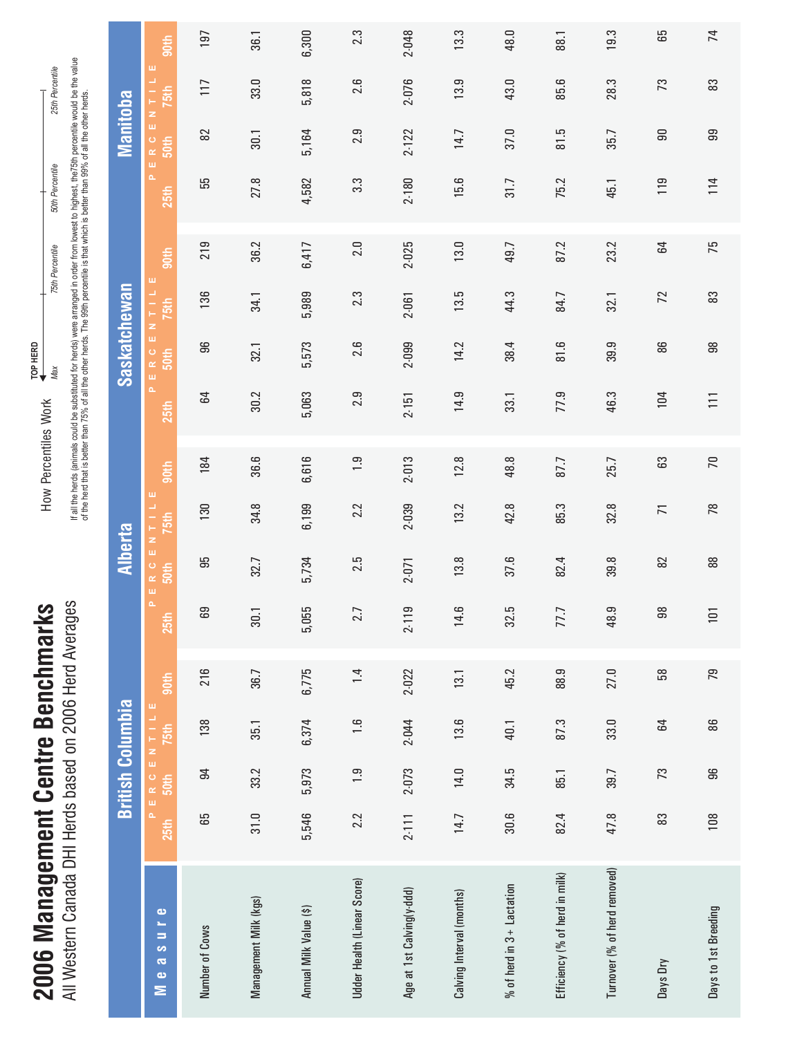# 2006 Management Centre Benchmarks

All Western Canada DHI Herds based on 2006 Herd Averages

## How Percentiles Work

TOP HERD — Max — 75th Percentile — 50th Percentile — 25th Percentile

If all the herds (animals could be substituted for herds) were arranged in order from lowest to highest, the75th percentile would be the value of the herd that is better than 75% of all the other herds. The 99th percentile is that which is better than 99% of all the other herds.

| Measure | British Columbia | | | | Alberta | | | | Saskatchewan | | | | Manitoba | | | |
|---|---|---|---|---|---|---|---|---|---|---|---|---|---|---|---|---|
| | PERCENTILE | | | | PERCENTILE | | | | PERCENTILE | | | | PERCENTILE | | | |
| | 25th | 50th | 75th | 90th | 25th | 50th | 75th | 90th | 25th | 50th | 75th | 90th | 25th | 50th | 75th | 90th |
| Number of Cows | 65 | 94 | 138 | 216 | 69 | 95 | 130 | 184 | 64 | 96 | 136 | 219 | 55 | 82 | 117 | 197 |
| Management Milk (kgs) | 31.0 | 33.2 | 35.1 | 36.7 | 30.1 | 32.7 | 34.8 | 36.6 | 30.2 | 32.1 | 34.1 | 36.2 | 27.8 | 30.1 | 33.0 | 36.1 |
| Annual Milk Value ($) | 5,546 | 5,973 | 6,374 | 6,775 | 5,055 | 5,734 | 6,199 | 6,616 | 5,063 | 5,573 | 5,989 | 6,417 | 4,582 | 5,164 | 5,818 | 6,300 |
| Udder Health (Linear Score) | 2.2 | 1.9 | 1.6 | 1.4 | 2.7 | 2.5 | 2.2 | 1.9 | 2.9 | 2.6 | 2.3 | 2.0 | 3.3 | 2.9 | 2.6 | 2.3 |
| Age at 1st Calving(y-ddd) | 2-111 | 2-073 | 2-044 | 2-022 | 2-119 | 2-071 | 2-039 | 2-013 | 2-151 | 2-099 | 2-061 | 2-025 | 2-180 | 2-122 | 2-076 | 2-048 |
| Calving Interval (months) | 14.7 | 14.0 | 13.6 | 13.1 | 14.6 | 13.8 | 13.2 | 12.8 | 14.9 | 14.2 | 13.5 | 13.0 | 15.6 | 14.7 | 13.9 | 13.3 |
| % of herd in 3+ Lactation | 30.6 | 34.5 | 40.1 | 45.2 | 32.5 | 37.6 | 42.8 | 48.8 | 33.1 | 38.4 | 44.3 | 49.7 | 31.7 | 37.0 | 43.0 | 48.0 |
| Efficiency (% of herd in milk) | 82.4 | 85.1 | 87.3 | 88.9 | 77.7 | 82.4 | 85.3 | 87.7 | 77.9 | 81.6 | 84.7 | 87.2 | 75.2 | 81.5 | 85.6 | 88.1 |
| Turnover (% of herd removed) | 47.8 | 39.7 | 33.0 | 27.0 | 48.9 | 39.8 | 32.8 | 25.7 | 46.3 | 39.9 | 32.1 | 23.2 | 45.1 | 35.7 | 28.3 | 19.3 |
| Days Dry | 83 | 73 | 64 | 58 | 98 | 82 | 71 | 63 | 104 | 86 | 72 | 64 | 119 | 90 | 73 | 65 |
| Days to 1st Breeding | 108 | 96 | 86 | 79 | 101 | 88 | 78 | 70 | 111 | 98 | 83 | 75 | 114 | 99 | 83 | 74 |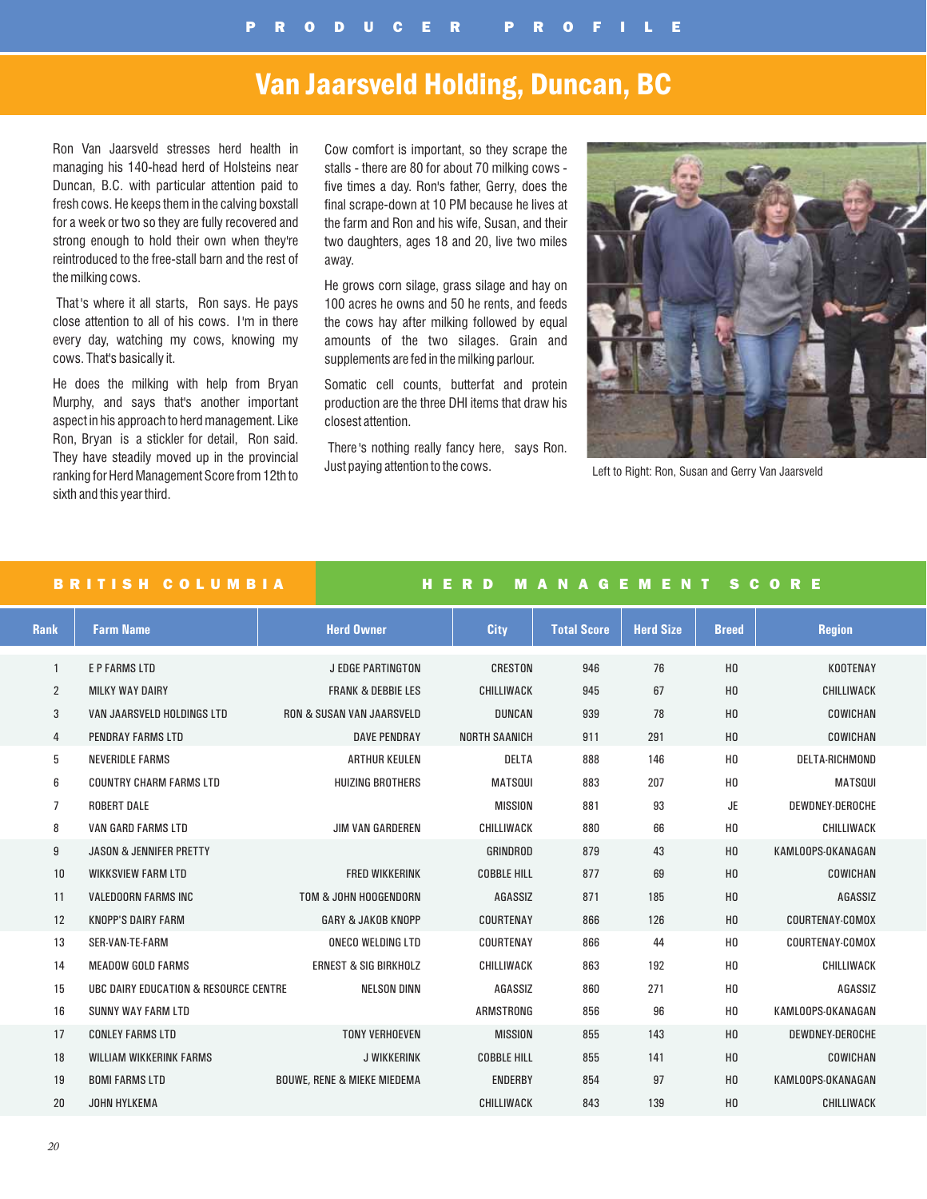PRODUCER PROFILE

# Van Jaarsveld Holding, Duncan, BC

Ron Van Jaarsveld stresses herd health in managing his 140-head herd of Holsteins near Duncan, B.C. with particular attention paid to fresh cows. He keeps them in the calving boxstall for a week or two so they are fully recovered and strong enough to hold their own when they're reintroduced to the free-stall barn and the rest of the milking cows.

That's where it all starts, Ron says. He pays close attention to all of his cows. I'm in there every day, watching my cows, knowing my cows. That's basically it.

He does the milking with help from Bryan Murphy, and says that's another important aspect in his approach to herd management. Like Ron, Bryan is a stickler for detail, Ron said. They have steadily moved up in the provincial ranking for Herd Management Score from 12th to sixth and this year third.

Cow comfort is important, so they scrape the stalls - there are 80 for about 70 milking cows - five times a day. Ron's father, Gerry, does the final scrape-down at 10 PM because he lives at the farm and Ron and his wife, Susan, and their two daughters, ages 18 and 20, live two miles away.

He grows corn silage, grass silage and hay on 100 acres he owns and 50 he rents, and feeds the cows hay after milking followed by equal amounts of the two silages. Grain and supplements are fed in the milking parlour.

Somatic cell counts, butterfat and protein production are the three DHI items that draw his closest attention.

There's nothing really fancy here, says Ron. Just paying attention to the cows.

Left to Right: Ron, Susan and Gerry Van Jaarsveld

## BRITISH COLUMBIA HERD MANAGEMENT SCORE

| Rank | Farm Name | Herd Owner | City | Total Score | Herd Size | Breed | Region |
|---|---|---|---|---|---|---|---|
| 1 | E P FARMS LTD | J EDGE PARTINGTON | CRESTON | 946 | 76 | HO | KOOTENAY |
| 2 | MILKY WAY DAIRY | FRANK & DEBBIE LES | CHILLIWACK | 945 | 67 | HO | CHILLIWACK |
| 3 | VAN JAARSVELD HOLDINGS LTD | RON & SUSAN VAN JAARSVELD | DUNCAN | 939 | 78 | HO | COWICHAN |
| 4 | PENDRAY FARMS LTD | DAVE PENDRAY | NORTH SAANICH | 911 | 291 | HO | COWICHAN |
| 5 | NEVERIDLE FARMS | ARTHUR KEULEN | DELTA | 888 | 146 | HO | DELTA-RICHMOND |
| 6 | COUNTRY CHARM FARMS LTD | HUIZING BROTHERS | MATSQUI | 883 | 207 | HO | MATSQUI |
| 7 | ROBERT DALE | | MISSION | 881 | 93 | JE | DEWDNEY-DEROCHE |
| 8 | VAN GARD FARMS LTD | JIM VAN GARDEREN | CHILLIWACK | 880 | 66 | HO | CHILLIWACK |
| 9 | JASON & JENNIFER PRETTY | | GRINDROD | 879 | 43 | HO | KAMLOOPS-OKANAGAN |
| 10 | WIKKSVIEW FARM LTD | FRED WIKKERINK | COBBLE HILL | 877 | 69 | HO | COWICHAN |
| 11 | VALEDOORN FARMS INC | TOM & JOHN HOOGENDORN | AGASSIZ | 871 | 185 | HO | AGASSIZ |
| 12 | KNOPP'S DAIRY FARM | GARY & JAKOB KNOPP | COURTENAY | 866 | 126 | HO | COURTENAY-COMOX |
| 13 | SER-VAN-TE-FARM | ONECO WELDING LTD | COURTENAY | 866 | 44 | HO | COURTENAY-COMOX |
| 14 | MEADOW GOLD FARMS | ERNEST & SIG BIRKHOLZ | CHILLIWACK | 863 | 192 | HO | CHILLIWACK |
| 15 | UBC DAIRY EDUCATION & RESOURCE CENTRE | NELSON DINN | AGASSIZ | 860 | 271 | HO | AGASSIZ |
| 16 | SUNNY WAY FARM LTD | | ARMSTRONG | 856 | 96 | HO | KAMLOOPS-OKANAGAN |
| 17 | CONLEY FARMS LTD | TONY VERHOEVEN | MISSION | 855 | 143 | HO | DEWDNEY-DEROCHE |
| 18 | WILLIAM WIKKERINK FARMS | J WIKKERINK | COBBLE HILL | 855 | 141 | HO | COWICHAN |
| 19 | BOMI FARMS LTD | BOUWE, RENE & MIEKE MIEDEMA | ENDERBY | 854 | 97 | HO | KAMLOOPS-OKANAGAN |
| 20 | JOHN HYLKEMA | | CHILLIWACK | 843 | 139 | HO | CHILLIWACK |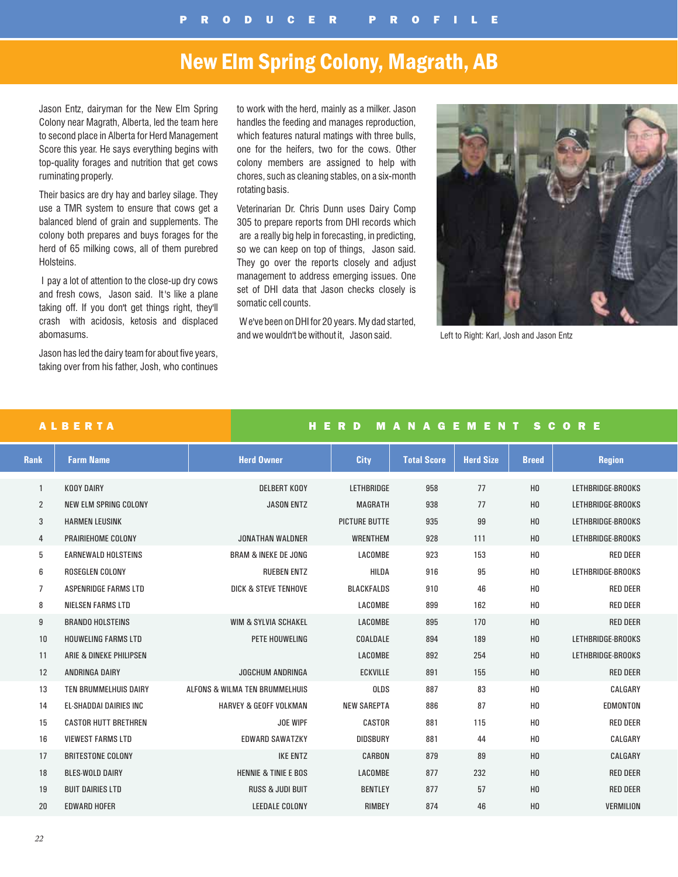# New Elm Spring Colony, Magrath, AB

Jason Entz, dairyman for the New Elm Spring Colony near Magrath, Alberta, led the team here to second place in Alberta for Herd Management Score this year. He says everything begins with top-quality forages and nutrition that get cows ruminating properly.

Their basics are dry hay and barley silage. They use a TMR system to ensure that cows get a balanced blend of grain and supplements. The colony both prepares and buys forages for the herd of 65 milking cows, all of them purebred Holsteins.

I pay a lot of attention to the close-up dry cows and fresh cows, Jason said. It's like a plane taking off. If you don't get things right, they'll crash with acidosis, ketosis and displaced abomasums.

Jason has led the dairy team for about five years, taking over from his father, Josh, who continues to work with the herd, mainly as a milker. Jason handles the feeding and manages reproduction, which features natural matings with three bulls, one for the heifers, two for the cows. Other colony members are assigned to help with chores, such as cleaning stables, on a six-month rotating basis.

Veterinarian Dr. Chris Dunn uses Dairy Comp 305 to prepare reports from DHI records which are a really big help in forecasting, in predicting, so we can keep on top of things, Jason said. They go over the reports closely and adjust management to address emerging issues. One set of DHI data that Jason checks closely is somatic cell counts.

We've been on DHI for 20 years. My dad started, and we wouldn't be without it, Jason said.

Left to Right: Karl, Josh and Jason Entz

## ALBERTA HERD MANAGEMENT SCORE

| Rank | Farm Name | Herd Owner | City | Total Score | Herd Size | Breed | Region |
|---|---|---|---|---|---|---|---|
| 1 | KOOY DAIRY | DELBERT KOOY | LETHBRIDGE | 958 | 77 | HO | LETHBRIDGE-BROOKS |
| 2 | NEW ELM SPRING COLONY | JASON ENTZ | MAGRATH | 938 | 77 | HO | LETHBRIDGE-BROOKS |
| 3 | HARMEN LEUSINK | | PICTURE BUTTE | 935 | 99 | HO | LETHBRIDGE-BROOKS |
| 4 | PRAIRIEHOME COLONY | JONATHAN WALDNER | WRENTHEM | 928 | 111 | HO | LETHBRIDGE-BROOKS |
| 5 | EARNEWALD HOLSTEINS | BRAM & INEKE DE JONG | LACOMBE | 923 | 153 | HO | RED DEER |
| 6 | ROSEGLEN COLONY | RUEBEN ENTZ | HILDA | 916 | 95 | HO | LETHBRIDGE-BROOKS |
| 7 | ASPENRIDGE FARMS LTD | DICK & STEVE TENHOVE | BLACKFALDS | 910 | 46 | HO | RED DEER |
| 8 | NIELSEN FARMS LTD | | LACOMBE | 899 | 162 | HO | RED DEER |
| 9 | BRANDO HOLSTEINS | WIM & SYLVIA SCHAKEL | LACOMBE | 895 | 170 | HO | RED DEER |
| 10 | HOUWELING FARMS LTD | PETE HOUWELING | COALDALE | 894 | 189 | HO | LETHBRIDGE-BROOKS |
| 11 | ARIE & DINEKE PHILIPSEN | | LACOMBE | 892 | 254 | HO | LETHBRIDGE-BROOKS |
| 12 | ANDRINGA DAIRY | JOGCHUM ANDRINGA | ECKVILLE | 891 | 155 | HO | RED DEER |
| 13 | TEN BRUMMELHUIS DAIRY | ALFONS & WILMA TEN BRUMMELHUIS | OLDS | 887 | 83 | HO | CALGARY |
| 14 | EL-SHADDAI DAIRIES INC | HARVEY & GEOFF VOLKMAN | NEW SAREPTA | 886 | 87 | HO | EDMONTON |
| 15 | CASTOR HUTT BRETHREN | JOE WIPF | CASTOR | 881 | 115 | HO | RED DEER |
| 16 | VIEWEST FARMS LTD | EDWARD SAWATZKY | DIDSBURY | 881 | 44 | HO | CALGARY |
| 17 | BRITESTONE COLONY | IKE ENTZ | CARBON | 879 | 89 | HO | CALGARY |
| 18 | BLES-WOLD DAIRY | HENNIE & TINIE E BOS | LACOMBE | 877 | 232 | HO | RED DEER |
| 19 | BUIT DAIRIES LTD | RUSS & JUDI BUIT | BENTLEY | 877 | 57 | HO | RED DEER |
| 20 | EDWARD HOFER | LEEDALE COLONY | RIMBEY | 874 | 46 | HO | VERMILION |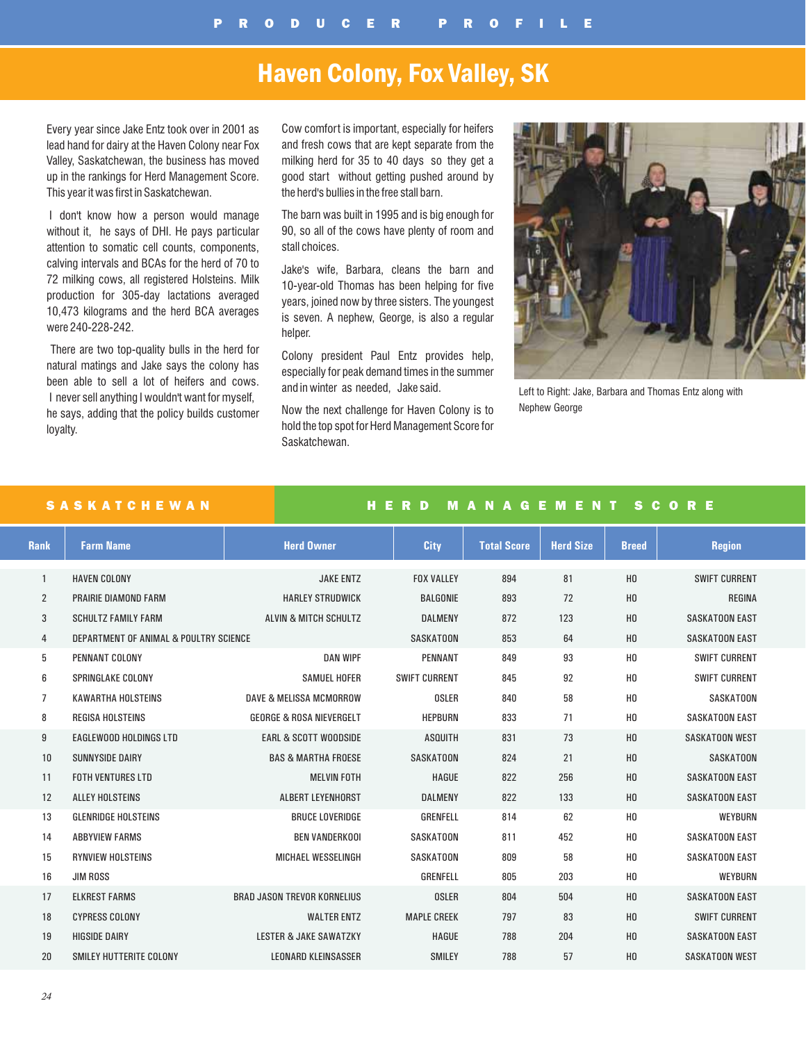# Haven Colony, Fox Valley, SK

Every year since Jake Entz took over in 2001 as lead hand for dairy at the Haven Colony near Fox Valley, Saskatchewan, the business has moved up in the rankings for Herd Management Score. This year it was first in Saskatchewan.

I don't know how a person would manage without it, he says of DHI. He pays particular attention to somatic cell counts, components, calving intervals and BCAs for the herd of 70 to 72 milking cows, all registered Holsteins. Milk production for 305-day lactations averaged 10,473 kilograms and the herd BCA averages were 240-228-242.

There are two top-quality bulls in the herd for natural matings and Jake says the colony has been able to sell a lot of heifers and cows. I never sell anything I wouldn't want for myself, he says, adding that the policy builds customer loyalty.

Cow comfort is important, especially for heifers and fresh cows that are kept separate from the milking herd for 35 to 40 days so they get a good start without getting pushed around by the herd's bullies in the free stall barn.

The barn was built in 1995 and is big enough for 90, so all of the cows have plenty of room and stall choices.

Jake's wife, Barbara, cleans the barn and 10-year-old Thomas has been helping for five years, joined now by three sisters. The youngest is seven. A nephew, George, is also a regular helper.

Colony president Paul Entz provides help, especially for peak demand times in the summer and in winter as needed, Jake said.

Now the next challenge for Haven Colony is to hold the top spot for Herd Management Score for Saskatchewan.

Left to Right: Jake, Barbara and Thomas Entz along with Nephew George

## SASKATCHEWAN HERD MANAGEMENT SCORE

| Rank | Farm Name | Herd Owner | City | Total Score | Herd Size | Breed | Region |
|---|---|---|---|---|---|---|---|
| 1 | HAVEN COLONY | JAKE ENTZ | FOX VALLEY | 894 | 81 | HO | SWIFT CURRENT |
| 2 | PRAIRIE DIAMOND FARM | HARLEY STRUDWICK | BALGONIE | 893 | 72 | HO | REGINA |
| 3 | SCHULTZ FAMILY FARM | ALVIN & MITCH SCHULTZ | DALMENY | 872 | 123 | HO | SASKATOON EAST |
| 4 | DEPARTMENT OF ANIMAL & POULTRY SCIENCE | | SASKATOON | 853 | 64 | HO | SASKATOON EAST |
| 5 | PENNANT COLONY | DAN WIPF | PENNANT | 849 | 93 | HO | SWIFT CURRENT |
| 6 | SPRINGLAKE COLONY | SAMUEL HOFER | SWIFT CURRENT | 845 | 92 | HO | SWIFT CURRENT |
| 7 | KAWARTHA HOLSTEINS | DAVE & MELISSA MCMORROW | OSLER | 840 | 58 | HO | SASKATOON |
| 8 | REGISA HOLSTEINS | GEORGE & ROSA NIEVERGELT | HEPBURN | 833 | 71 | HO | SASKATOON EAST |
| 9 | EAGLEWOOD HOLDINGS LTD | EARL & SCOTT WOODSIDE | ASQUITH | 831 | 73 | HO | SASKATOON WEST |
| 10 | SUNNYSIDE DAIRY | BAS & MARTHA FROESE | SASKATOON | 824 | 21 | HO | SASKATOON |
| 11 | FOTH VENTURES LTD | MELVIN FOTH | HAGUE | 822 | 256 | HO | SASKATOON EAST |
| 12 | ALLEY HOLSTEINS | ALBERT LEYENHORST | DALMENY | 822 | 133 | HO | SASKATOON EAST |
| 13 | GLENRIDGE HOLSTEINS | BRUCE LOVERIDGE | GRENFELL | 814 | 62 | HO | WEYBURN |
| 14 | ABBYVIEW FARMS | BEN VANDERKOOI | SASKATOON | 811 | 452 | HO | SASKATOON EAST |
| 15 | RYNVIEW HOLSTEINS | MICHAEL WESSELINGH | SASKATOON | 809 | 58 | HO | SASKATOON EAST |
| 16 | JIM ROSS | | GRENFELL | 805 | 203 | HO | WEYBURN |
| 17 | ELKREST FARMS | BRAD JASON TREVOR KORNELIUS | OSLER | 804 | 504 | HO | SASKATOON EAST |
| 18 | CYPRESS COLONY | WALTER ENTZ | MAPLE CREEK | 797 | 83 | HO | SWIFT CURRENT |
| 19 | HIGSIDE DAIRY | LESTER & JAKE SAWATZKY | HAGUE | 788 | 204 | HO | SASKATOON EAST |
| 20 | SMILEY HUTTERITE COLONY | LEONARD KLEINSASSER | SMILEY | 788 | 57 | HO | SASKATOON WEST |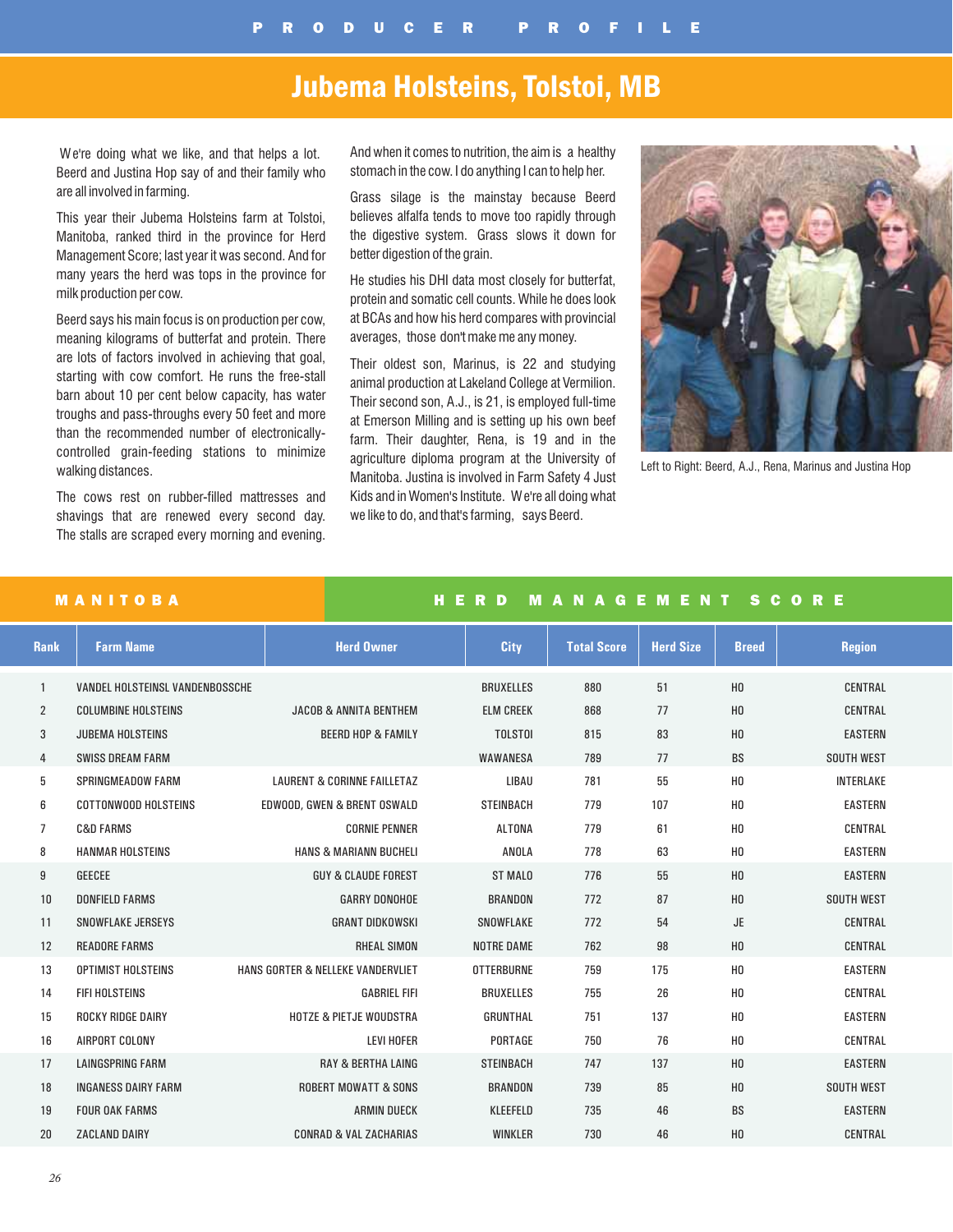## PRODUCER PROFILE

# Jubema Holsteins, Tolstoi, MB

We're doing what we like, and that helps a lot. Beerd and Justina Hop say of and their family who are all involved in farming.

This year their Jubema Holsteins farm at Tolstoi, Manitoba, ranked third in the province for Herd Management Score; last year it was second. And for many years the herd was tops in the province for milk production per cow.

Beerd says his main focus is on production per cow, meaning kilograms of butterfat and protein. There are lots of factors involved in achieving that goal, starting with cow comfort. He runs the free-stall barn about 10 per cent below capacity, has water troughs and pass-throughs every 50 feet and more than the recommended number of electronically-controlled grain-feeding stations to minimize walking distances.

The cows rest on rubber-filled mattresses and shavings that are renewed every second day. The stalls are scraped every morning and evening. And when it comes to nutrition, the aim is a healthy stomach in the cow. I do anything I can to help her.

Grass silage is the mainstay because Beerd believes alfalfa tends to move too rapidly through the digestive system. Grass slows it down for better digestion of the grain.

He studies his DHI data most closely for butterfat, protein and somatic cell counts. While he does look at BCAs and how his herd compares with provincial averages, those don't make me any money.

Their oldest son, Marinus, is 22 and studying animal production at Lakeland College at Vermilion. Their second son, A.J., is 21, is employed full-time at Emerson Milling and is setting up his own beef farm. Their daughter, Rena, is 19 and in the agriculture diploma program at the University of Manitoba. Justina is involved in Farm Safety 4 Just Kids and in Women's Institute. We're all doing what we like to do, and that's farming, says Beerd.

Left to Right: Beerd, A.J., Rena, Marinus and Justina Hop

## MANITOBA HERD MANAGEMENT SCORE

| Rank | Farm Name | Herd Owner | City | Total Score | Herd Size | Breed | Region |
|---|---|---|---|---|---|---|---|
| 1 | VANDEL HOLSTEINSL VANDENBOSSCHE | | BRUXELLES | 880 | 51 | HO | CENTRAL |
| 2 | COLUMBINE HOLSTEINS | JACOB & ANNITA BENTHEM | ELM CREEK | 868 | 77 | HO | CENTRAL |
| 3 | JUBEMA HOLSTEINS | BEERD HOP & FAMILY | TOLSTOI | 815 | 83 | HO | EASTERN |
| 4 | SWISS DREAM FARM | | WAWANESA | 789 | 77 | BS | SOUTH WEST |
| 5 | SPRINGMEADOW FARM | LAURENT & CORINNE FAILLETAZ | LIBAU | 781 | 55 | HO | INTERLAKE |
| 6 | COTTONWOOD HOLSTEINS | EDWOOD, GWEN & BRENT OSWALD | STEINBACH | 779 | 107 | HO | EASTERN |
| 7 | C&D FARMS | CORNIE PENNER | ALTONA | 779 | 61 | HO | CENTRAL |
| 8 | HANMAR HOLSTEINS | HANS & MARIANN BUCHELI | ANOLA | 778 | 63 | HO | EASTERN |
| 9 | GEECEE | GUY & CLAUDE FOREST | ST MALO | 776 | 55 | HO | EASTERN |
| 10 | DONFIELD FARMS | GARRY DONOHOE | BRANDON | 772 | 87 | HO | SOUTH WEST |
| 11 | SNOWFLAKE JERSEYS | GRANT DIDKOWSKI | SNOWFLAKE | 772 | 54 | JE | CENTRAL |
| 12 | READORE FARMS | RHEAL SIMON | NOTRE DAME | 762 | 98 | HO | CENTRAL |
| 13 | OPTIMIST HOLSTEINS | HANS GORTER & NELLEKE VANDERVLIET | OTTERBURNE | 759 | 175 | HO | EASTERN |
| 14 | FIFI HOLSTEINS | GABRIEL FIFI | BRUXELLES | 755 | 26 | HO | CENTRAL |
| 15 | ROCKY RIDGE DAIRY | HOTZE & PIETJE WOUDSTRA | GRUNTHAL | 751 | 137 | HO | EASTERN |
| 16 | AIRPORT COLONY | LEVI HOFER | PORTAGE | 750 | 76 | HO | CENTRAL |
| 17 | LAINGSPRING FARM | RAY & BERTHA LAING | STEINBACH | 747 | 137 | HO | EASTERN |
| 18 | INGANESS DAIRY FARM | ROBERT MOWATT & SONS | BRANDON | 739 | 85 | HO | SOUTH WEST |
| 19 | FOUR OAK FARMS | ARMIN DUECK | KLEEFELD | 735 | 46 | BS | EASTERN |
| 20 | ZACLAND DAIRY | CONRAD & VAL ZACHARIAS | WINKLER | 730 | 46 | HO | CENTRAL |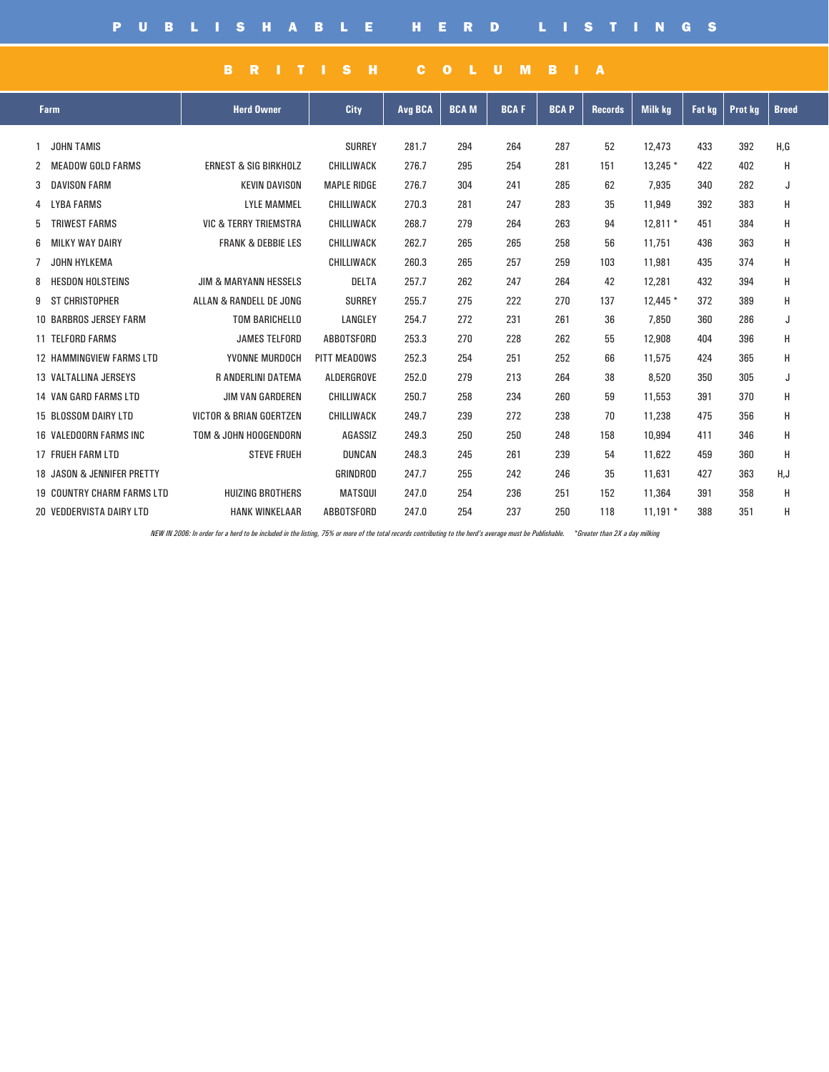# PUBLISHABLE HERD LISTINGS

## BRITISH COLUMBIA

| | Farm | Herd Owner | City | Avg BCA | BCA M | BCA F | BCA P | Records | Milk kg | Fat kg | Prot kg | Breed |
|---|---|---|---|---|---|---|---|---|---|---|---|---|
| 1 | JOHN TAMIS | | SURREY | 281.7 | 294 | 264 | 287 | 52 | 12,473 | 433 | 392 | H,G |
| 2 | MEADOW GOLD FARMS | ERNEST & SIG BIRKHOLZ | CHILLIWACK | 276.7 | 295 | 254 | 281 | 151 | 13,245 * | 422 | 402 | H |
| 3 | DAVISON FARM | KEVIN DAVISON | MAPLE RIDGE | 276.7 | 304 | 241 | 285 | 62 | 7,935 | 340 | 282 | J |
| 4 | LYBA FARMS | LYLE MAMMEL | CHILLIWACK | 270.3 | 281 | 247 | 283 | 35 | 11,949 | 392 | 383 | H |
| 5 | TRIWEST FARMS | VIC & TERRY TRIEMSTRA | CHILLIWACK | 268.7 | 279 | 264 | 263 | 94 | 12,811 * | 451 | 384 | H |
| 6 | MILKY WAY DAIRY | FRANK & DEBBIE LES | CHILLIWACK | 262.7 | 265 | 265 | 258 | 56 | 11,751 | 436 | 363 | H |
| 7 | JOHN HYLKEMA | | CHILLIWACK | 260.3 | 265 | 257 | 259 | 103 | 11,981 | 435 | 374 | H |
| 8 | HESDON HOLSTEINS | JIM & MARYANN HESSELS | DELTA | 257.7 | 262 | 247 | 264 | 42 | 12,281 | 432 | 394 | H |
| 9 | ST CHRISTOPHER | ALLAN & RANDELL DE JONG | SURREY | 255.7 | 275 | 222 | 270 | 137 | 12,445 * | 372 | 389 | H |
| 10 | BARBROS JERSEY FARM | TOM BARICHELLO | LANGLEY | 254.7 | 272 | 231 | 261 | 36 | 7,850 | 360 | 286 | J |
| 11 | TELFORD FARMS | JAMES TELFORD | ABBOTSFORD | 253.3 | 270 | 228 | 262 | 55 | 12,908 | 404 | 396 | H |
| 12 | HAMMINGVIEW FARMS LTD | YVONNE MURDOCH | PITT MEADOWS | 252.3 | 254 | 251 | 252 | 66 | 11,575 | 424 | 365 | H |
| 13 | VALTALLINA JERSEYS | R ANDERLINI DATEMA | ALDERGROVE | 252.0 | 279 | 213 | 264 | 38 | 8,520 | 350 | 305 | J |
| 14 | VAN GARD FARMS LTD | JIM VAN GARDEREN | CHILLIWACK | 250.7 | 258 | 234 | 260 | 59 | 11,553 | 391 | 370 | H |
| 15 | BLOSSOM DAIRY LTD | VICTOR & BRIAN GOERTZEN | CHILLIWACK | 249.7 | 239 | 272 | 238 | 70 | 11,238 | 475 | 356 | H |
| 16 | VALEDOORN FARMS INC | TOM & JOHN HOOGENDORN | AGASSIZ | 249.3 | 250 | 250 | 248 | 158 | 10,994 | 411 | 346 | H |
| 17 | FRUEH FARM LTD | STEVE FRUEH | DUNCAN | 248.3 | 245 | 261 | 239 | 54 | 11,622 | 459 | 360 | H |
| 18 | JASON & JENNIFER PRETTY | | GRINDROD | 247.7 | 255 | 242 | 246 | 35 | 11,631 | 427 | 363 | H,J |
| 19 | COUNTRY CHARM FARMS LTD | HUIZING BROTHERS | MATSQUI | 247.0 | 254 | 236 | 251 | 152 | 11,364 | 391 | 358 | H |
| 20 | VEDDERVISTA DAIRY LTD | HANK WINKELAAR | ABBOTSFORD | 247.0 | 254 | 237 | 250 | 118 | 11,191 * | 388 | 351 | H |

*NEW IN 2006: In order for a herd to be included in the listing, 75% or more of the total records contributing to the herd's average must be Publishable.* *\*Greater than 2X a day milking*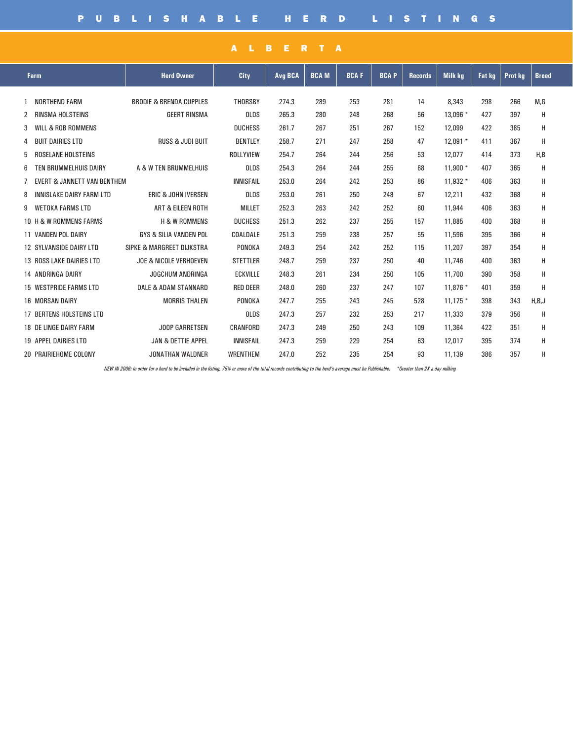# PUBLISHABLE HERD LISTINGS

## ALBERTA

| | Farm | Herd Owner | City | Avg BCA | BCA M | BCA F | BCA P | Records | Milk kg | Fat kg | Prot kg | Breed |
|---|---|---|---|---|---|---|---|---|---|---|---|---|
| 1 | NORTHEND FARM | BRODIE & BRENDA CUPPLES | THORSBY | 274.3 | 289 | 253 | 281 | 14 | 8,343 | 298 | 266 | M,G |
| 2 | RINSMA HOLSTEINS | GEERT RINSMA | OLDS | 265.3 | 280 | 248 | 268 | 56 | 13,096 * | 427 | 397 | H |
| 3 | WILL & ROB ROMMENS | | DUCHESS | 261.7 | 267 | 251 | 267 | 152 | 12,099 | 422 | 385 | H |
| 4 | BUIT DAIRIES LTD | RUSS & JUDI BUIT | BENTLEY | 258.7 | 271 | 247 | 258 | 47 | 12,091 * | 411 | 367 | H |
| 5 | ROSELANE HOLSTEINS | | ROLLYVIEW | 254.7 | 264 | 244 | 256 | 53 | 12,077 | 414 | 373 | H,B |
| 6 | TEN BRUMMELHUIS DAIRY | A & W TEN BRUMMELHUIS | OLDS | 254.3 | 264 | 244 | 255 | 68 | 11,900 * | 407 | 365 | H |
| 7 | EVERT & JANNETT VAN BENTHEM | | INNISFAIL | 253.0 | 264 | 242 | 253 | 86 | 11,932 * | 406 | 363 | H |
| 8 | INNISLAKE DAIRY FARM LTD | ERIC & JOHN IVERSEN | OLDS | 253.0 | 261 | 250 | 248 | 67 | 12,211 | 432 | 368 | H |
| 9 | WETOKA FARMS LTD | ART & EILEEN ROTH | MILLET | 252.3 | 263 | 242 | 252 | 60 | 11,944 | 406 | 363 | H |
| 10 | H & W ROMMENS FARMS | H & W ROMMENS | DUCHESS | 251.3 | 262 | 237 | 255 | 157 | 11,885 | 400 | 368 | H |
| 11 | VANDEN POL DAIRY | GYS & SILIA VANDEN POL | COALDALE | 251.3 | 259 | 238 | 257 | 55 | 11,596 | 395 | 366 | H |
| 12 | SYLVANSIDE DAIRY LTD | SIPKE & MARGREET DIJKSTRA | PONOKA | 249.3 | 254 | 242 | 252 | 115 | 11,207 | 397 | 354 | H |
| 13 | ROSS LAKE DAIRIES LTD | JOE & NICOLE VERHOEVEN | STETTLER | 248.7 | 259 | 237 | 250 | 40 | 11,746 | 400 | 363 | H |
| 14 | ANDRINGA DAIRY | JOGCHUM ANDRINGA | ECKVILLE | 248.3 | 261 | 234 | 250 | 105 | 11,700 | 390 | 358 | H |
| 15 | WESTPRIDE FARMS LTD | DALE & ADAM STANNARD | RED DEER | 248.0 | 260 | 237 | 247 | 107 | 11,876 * | 401 | 359 | H |
| 16 | MORSAN DAIRY | MORRIS THALEN | PONOKA | 247.7 | 255 | 243 | 245 | 528 | 11,175 * | 398 | 343 | H,B,J |
| 17 | BERTENS HOLSTEINS LTD | | OLDS | 247.3 | 257 | 232 | 253 | 217 | 11,333 | 379 | 356 | H |
| 18 | DE LINGE DAIRY FARM | JOOP GARRETSEN | CRANFORD | 247.3 | 249 | 250 | 243 | 109 | 11,364 | 422 | 351 | H |
| 19 | APPEL DAIRIES LTD | JAN & DETTIE APPEL | INNISFAIL | 247.3 | 259 | 229 | 254 | 63 | 12,017 | 395 | 374 | H |
| 20 | PRAIRIEHOME COLONY | JONATHAN WALDNER | WRENTHEM | 247.0 | 252 | 235 | 254 | 93 | 11,139 | 386 | 357 | H |

*NEW IN 2006: In order for a herd to be included in the listing, 75% or more of the total records contributing to the herd's average must be Publishable. \*Greater than 2X a day milking*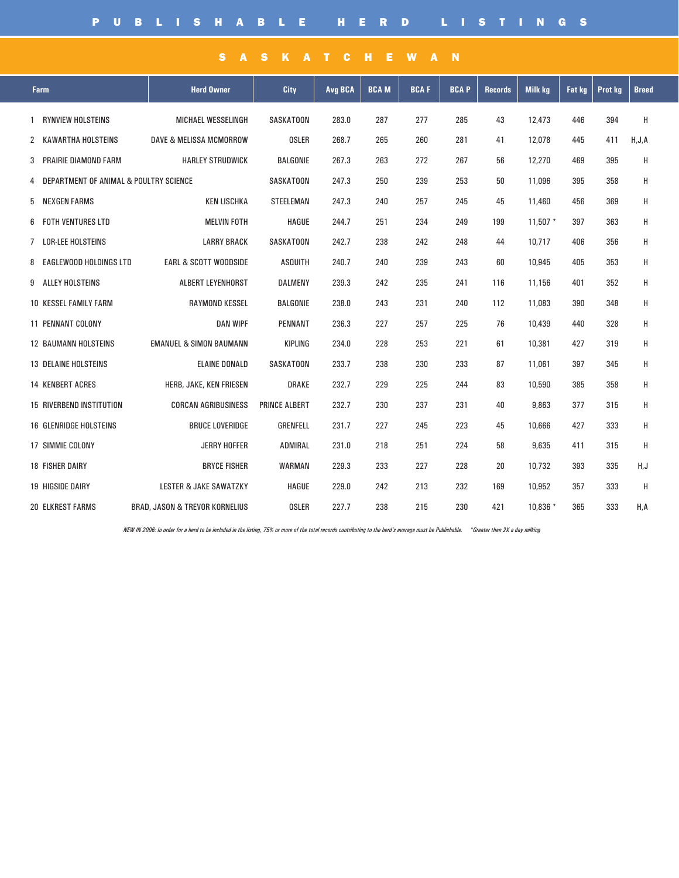# PUBLISHABLE HERD LISTINGS

## SASKATCHEWAN

| Farm | Herd Owner | City | Avg BCA | BCA M | BCA F | BCA P | Records | Milk kg | Fat kg | Prot kg | Breed |
|---|---|---|---|---|---|---|---|---|---|---|---|
| 1 RYNVIEW HOLSTEINS | MICHAEL WESSELINGH | SASKATOON | 283.0 | 287 | 277 | 285 | 43 | 12,473 | 446 | 394 | H |
| 2 KAWARTHA HOLSTEINS | DAVE & MELISSA MCMORROW | OSLER | 268.7 | 265 | 260 | 281 | 41 | 12,078 | 445 | 411 | H,J,A |
| 3 PRAIRIE DIAMOND FARM | HARLEY STRUDWICK | BALGONIE | 267.3 | 263 | 272 | 267 | 56 | 12,270 | 469 | 395 | H |
| 4 DEPARTMENT OF ANIMAL & POULTRY SCIENCE | | SASKATOON | 247.3 | 250 | 239 | 253 | 50 | 11,096 | 395 | 358 | H |
| 5 NEXGEN FARMS | KEN LISCHKA | STEELEMAN | 247.3 | 240 | 257 | 245 | 45 | 11,460 | 456 | 369 | H |
| 6 FOTH VENTURES LTD | MELVIN FOTH | HAGUE | 244.7 | 251 | 234 | 249 | 199 | 11,507 * | 397 | 363 | H |
| 7 LOR-LEE HOLSTEINS | LARRY BRACK | SASKATOON | 242.7 | 238 | 242 | 248 | 44 | 10,717 | 406 | 356 | H |
| 8 EAGLEWOOD HOLDINGS LTD | EARL & SCOTT WOODSIDE | ASQUITH | 240.7 | 240 | 239 | 243 | 60 | 10,945 | 405 | 353 | H |
| 9 ALLEY HOLSTEINS | ALBERT LEYENHORST | DALMENY | 239.3 | 242 | 235 | 241 | 116 | 11,156 | 401 | 352 | H |
| 10 KESSEL FAMILY FARM | RAYMOND KESSEL | BALGONIE | 238.0 | 243 | 231 | 240 | 112 | 11,083 | 390 | 348 | H |
| 11 PENNANT COLONY | DAN WIPF | PENNANT | 236.3 | 227 | 257 | 225 | 76 | 10,439 | 440 | 328 | H |
| 12 BAUMANN HOLSTEINS | EMANUEL & SIMON BAUMANN | KIPLING | 234.0 | 228 | 253 | 221 | 61 | 10,381 | 427 | 319 | H |
| 13 DELAINE HOLSTEINS | ELAINE DONALD | SASKATOON | 233.7 | 238 | 230 | 233 | 87 | 11,061 | 397 | 345 | H |
| 14 KENBERT ACRES | HERB, JAKE, KEN FRIESEN | DRAKE | 232.7 | 229 | 225 | 244 | 83 | 10,590 | 385 | 358 | H |
| 15 RIVERBEND INSTITUTION | CORCAN AGRIBUSINESS | PRINCE ALBERT | 232.7 | 230 | 237 | 231 | 40 | 9,863 | 377 | 315 | H |
| 16 GLENRIDGE HOLSTEINS | BRUCE LOVERIDGE | GRENFELL | 231.7 | 227 | 245 | 223 | 45 | 10,666 | 427 | 333 | H |
| 17 SIMMIE COLONY | JERRY HOFFER | ADMIRAL | 231.0 | 218 | 251 | 224 | 58 | 9,635 | 411 | 315 | H |
| 18 FISHER DAIRY | BRYCE FISHER | WARMAN | 229.3 | 233 | 227 | 228 | 20 | 10,732 | 393 | 335 | H,J |
| 19 HIGSIDE DAIRY | LESTER & JAKE SAWATZKY | HAGUE | 229.0 | 242 | 213 | 232 | 169 | 10,952 | 357 | 333 | H |
| 20 ELKREST FARMS | BRAD, JASON & TREVOR KORNELIUS | OSLER | 227.7 | 238 | 215 | 230 | 421 | 10,836 * | 365 | 333 | H,A |

*NEW IN 2006: In order for a herd to be included in the listing, 75% or more of the total records contributing to the herd's average must be Publishable.* *\*Greater than 2X a day milking*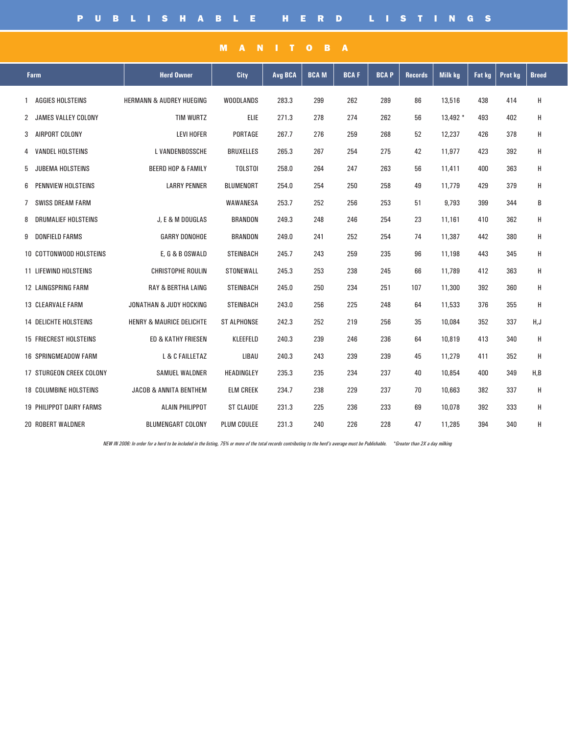# PUBLISHABLE HERD LISTINGS

## MANITOBA

| Farm | Herd Owner | City | Avg BCA | BCA M | BCA F | BCA P | Records | Milk kg | Fat kg | Prot kg | Breed |
|---|---|---|---|---|---|---|---|---|---|---|---|
| 1 AGGIES HOLSTEINS | HERMANN & AUDREY HUEGING | WOODLANDS | 283.3 | 299 | 262 | 289 | 86 | 13,516 | 438 | 414 | H |
| 2 JAMES VALLEY COLONY | TIM WURTZ | ELIE | 271.3 | 278 | 274 | 262 | 56 | 13,492 * | 493 | 402 | H |
| 3 AIRPORT COLONY | LEVI HOFER | PORTAGE | 267.7 | 276 | 259 | 268 | 52 | 12,237 | 426 | 378 | H |
| 4 VANDEL HOLSTEINS | L VANDENBOSSCHE | BRUXELLES | 265.3 | 267 | 254 | 275 | 42 | 11,977 | 423 | 392 | H |
| 5 JUBEMA HOLSTEINS | BEERD HOP & FAMILY | TOLSTOI | 258.0 | 264 | 247 | 263 | 56 | 11,411 | 400 | 363 | H |
| 6 PENNVIEW HOLSTEINS | LARRY PENNER | BLUMENORT | 254.0 | 254 | 250 | 258 | 49 | 11,779 | 429 | 379 | H |
| 7 SWISS DREAM FARM | | WAWANESA | 253.7 | 252 | 256 | 253 | 51 | 9,793 | 399 | 344 | B |
| 8 DRUMALIEF HOLSTEINS | J, E & M DOUGLAS | BRANDON | 249.3 | 248 | 246 | 254 | 23 | 11,161 | 410 | 362 | H |
| 9 DONFIELD FARMS | GARRY DONOHOE | BRANDON | 249.0 | 241 | 252 | 254 | 74 | 11,387 | 442 | 380 | H |
| 10 COTTONWOOD HOLSTEINS | E, G & B OSWALD | STEINBACH | 245.7 | 243 | 259 | 235 | 96 | 11,198 | 443 | 345 | H |
| 11 LIFEWIND HOLSTEINS | CHRISTOPHE ROULIN | STONEWALL | 245.3 | 253 | 238 | 245 | 66 | 11,789 | 412 | 363 | H |
| 12 LAINGSPRING FARM | RAY & BERTHA LAING | STEINBACH | 245.0 | 250 | 234 | 251 | 107 | 11,300 | 392 | 360 | H |
| 13 CLEARVALE FARM | JONATHAN & JUDY HOCKING | STEINBACH | 243.0 | 256 | 225 | 248 | 64 | 11,533 | 376 | 355 | H |
| 14 DELICHTE HOLSTEINS | HENRY & MAURICE DELICHTE | ST ALPHONSE | 242.3 | 252 | 219 | 256 | 35 | 10,084 | 352 | 337 | H,J |
| 15 FRIECREST HOLSTEINS | ED & KATHY FRIESEN | KLEEFELD | 240.3 | 239 | 246 | 236 | 64 | 10,819 | 413 | 340 | H |
| 16 SPRINGMEADOW FARM | L & C FAILLETAZ | LIBAU | 240.3 | 243 | 239 | 239 | 45 | 11,279 | 411 | 352 | H |
| 17 STURGEON CREEK COLONY | SAMUEL WALDNER | HEADINGLEY | 235.3 | 235 | 234 | 237 | 40 | 10,854 | 400 | 349 | H,B |
| 18 COLUMBINE HOLSTEINS | JACOB & ANNITA BENTHEM | ELM CREEK | 234.7 | 238 | 229 | 237 | 70 | 10,663 | 382 | 337 | H |
| 19 PHILIPPOT DAIRY FARMS | ALAIN PHILIPPOT | ST CLAUDE | 231.3 | 225 | 236 | 233 | 69 | 10,078 | 392 | 333 | H |
| 20 ROBERT WALDNER | BLUMENGART COLONY | PLUM COULEE | 231.3 | 240 | 226 | 228 | 47 | 11,285 | 394 | 340 | H |

*NEW IN 2006: In order for a herd to be included in the listing, 75% or more of the total records contributing to the herd's average must be Publishable.* *\*Greater than 2X a day milking*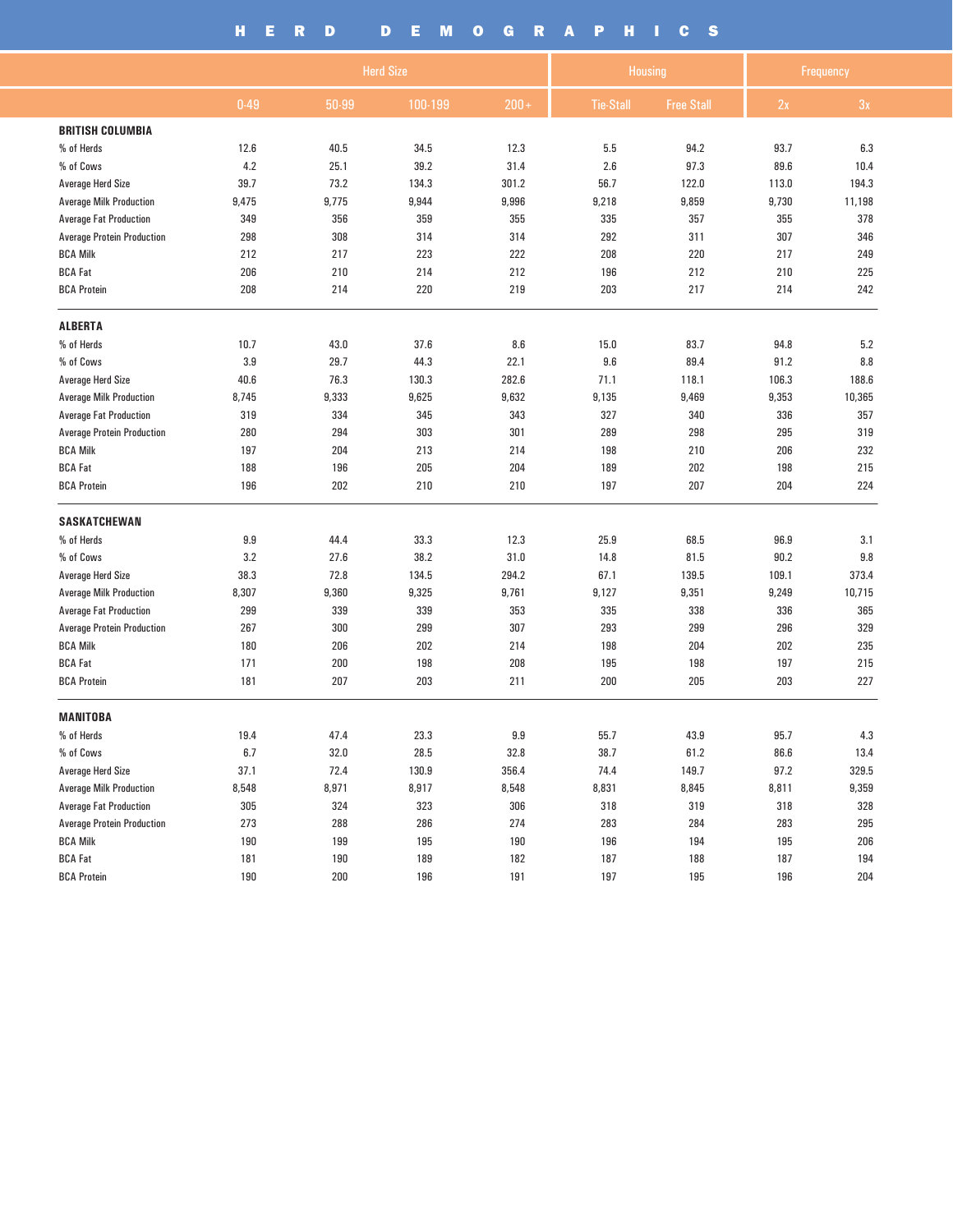# HERD DEMOGRAPHICS

| | Herd Size | | | | Housing | | Frequency | |
|---|---|---|---|---|---|---|---|---|
| | 0-49 | 50-99 | 100-199 | 200+ | Tie-Stall | Free Stall | 2x | 3x |
| **BRITISH COLUMBIA** | | | | | | | | |
| % of Herds | 12.6 | 40.5 | 34.5 | 12.3 | 5.5 | 94.2 | 93.7 | 6.3 |
| % of Cows | 4.2 | 25.1 | 39.2 | 31.4 | 2.6 | 97.3 | 89.6 | 10.4 |
| Average Herd Size | 39.7 | 73.2 | 134.3 | 301.2 | 56.7 | 122.0 | 113.0 | 194.3 |
| Average Milk Production | 9,475 | 9,775 | 9,944 | 9,996 | 9,218 | 9,859 | 9,730 | 11,198 |
| Average Fat Production | 349 | 356 | 359 | 355 | 335 | 357 | 355 | 378 |
| Average Protein Production | 298 | 308 | 314 | 314 | 292 | 311 | 307 | 346 |
| BCA Milk | 212 | 217 | 223 | 222 | 208 | 220 | 217 | 249 |
| BCA Fat | 206 | 210 | 214 | 212 | 196 | 212 | 210 | 225 |
| BCA Protein | 208 | 214 | 220 | 219 | 203 | 217 | 214 | 242 |
| **ALBERTA** | | | | | | | | |
| % of Herds | 10.7 | 43.0 | 37.6 | 8.6 | 15.0 | 83.7 | 94.8 | 5.2 |
| % of Cows | 3.9 | 29.7 | 44.3 | 22.1 | 9.6 | 89.4 | 91.2 | 8.8 |
| Average Herd Size | 40.6 | 76.3 | 130.3 | 282.6 | 71.1 | 118.1 | 106.3 | 188.6 |
| Average Milk Production | 8,745 | 9,333 | 9,625 | 9,632 | 9,135 | 9,469 | 9,353 | 10,365 |
| Average Fat Production | 319 | 334 | 345 | 343 | 327 | 340 | 336 | 357 |
| Average Protein Production | 280 | 294 | 303 | 301 | 289 | 298 | 295 | 319 |
| BCA Milk | 197 | 204 | 213 | 214 | 198 | 210 | 206 | 232 |
| BCA Fat | 188 | 196 | 205 | 204 | 189 | 202 | 198 | 215 |
| BCA Protein | 196 | 202 | 210 | 210 | 197 | 207 | 204 | 224 |
| **SASKATCHEWAN** | | | | | | | | |
| % of Herds | 9.9 | 44.4 | 33.3 | 12.3 | 25.9 | 68.5 | 96.9 | 3.1 |
| % of Cows | 3.2 | 27.6 | 38.2 | 31.0 | 14.8 | 81.5 | 90.2 | 9.8 |
| Average Herd Size | 38.3 | 72.8 | 134.5 | 294.2 | 67.1 | 139.5 | 109.1 | 373.4 |
| Average Milk Production | 8,307 | 9,360 | 9,325 | 9,761 | 9,127 | 9,351 | 9,249 | 10,715 |
| Average Fat Production | 299 | 339 | 339 | 353 | 335 | 338 | 336 | 365 |
| Average Protein Production | 267 | 300 | 299 | 307 | 293 | 299 | 296 | 329 |
| BCA Milk | 180 | 206 | 202 | 214 | 198 | 204 | 202 | 235 |
| BCA Fat | 171 | 200 | 198 | 208 | 195 | 198 | 197 | 215 |
| BCA Protein | 181 | 207 | 203 | 211 | 200 | 205 | 203 | 227 |
| **MANITOBA** | | | | | | | | |
| % of Herds | 19.4 | 47.4 | 23.3 | 9.9 | 55.7 | 43.9 | 95.7 | 4.3 |
| % of Cows | 6.7 | 32.0 | 28.5 | 32.8 | 38.7 | 61.2 | 86.6 | 13.4 |
| Average Herd Size | 37.1 | 72.4 | 130.9 | 356.4 | 74.4 | 149.7 | 97.2 | 329.5 |
| Average Milk Production | 8,548 | 8,971 | 8,917 | 8,548 | 8,831 | 8,845 | 8,811 | 9,359 |
| Average Fat Production | 305 | 324 | 323 | 306 | 318 | 319 | 318 | 328 |
| Average Protein Production | 273 | 288 | 286 | 274 | 283 | 284 | 283 | 295 |
| BCA Milk | 190 | 199 | 195 | 190 | 196 | 194 | 195 | 206 |
| BCA Fat | 181 | 190 | 189 | 182 | 187 | 188 | 187 | 194 |
| BCA Protein | 190 | 200 | 196 | 191 | 197 | 195 | 196 | 204 |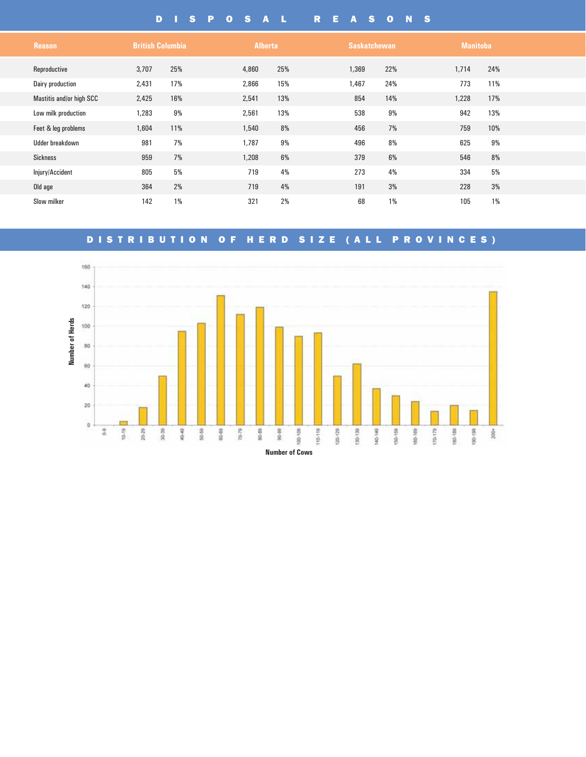## DISPOSAL REASONS

| Reason | British Columbia | | Alberta | | Saskatchewan | | Manitoba | |
|---|---|---|---|---|---|---|---|---|
| Reproductive | 3,707 | 25% | 4,860 | 25% | 1,369 | 22% | 1,714 | 24% |
| Dairy production | 2,431 | 17% | 2,866 | 15% | 1,467 | 24% | 773 | 11% |
| Mastitis and/or high SCC | 2,425 | 16% | 2,541 | 13% | 854 | 14% | 1,228 | 17% |
| Low milk production | 1,283 | 9% | 2,561 | 13% | 538 | 9% | 942 | 13% |
| Feet & leg problems | 1,604 | 11% | 1,540 | 8% | 456 | 7% | 759 | 10% |
| Udder breakdown | 981 | 7% | 1,787 | 9% | 496 | 8% | 625 | 9% |
| Sickness | 959 | 7% | 1,208 | 6% | 379 | 6% | 546 | 8% |
| Injury/Accident | 805 | 5% | 719 | 4% | 273 | 4% | 334 | 5% |
| Old age | 364 | 2% | 719 | 4% | 191 | 3% | 228 | 3% |
| Slow milker | 142 | 1% | 321 | 2% | 68 | 1% | 105 | 1% |

## DISTRIBUTION OF HERD SIZE (ALL PROVINCES)

Number of Herds

160
140
120
100
80
60
40
20
0

0-9
10-19
20-29
30-39
40-49
50-59
60-69
70-79
80-89
90-99
100-109
110-119
120-129
130-139
140-149
150-159
160-169
170-179
180-189
190-199
200+

Number of Cows